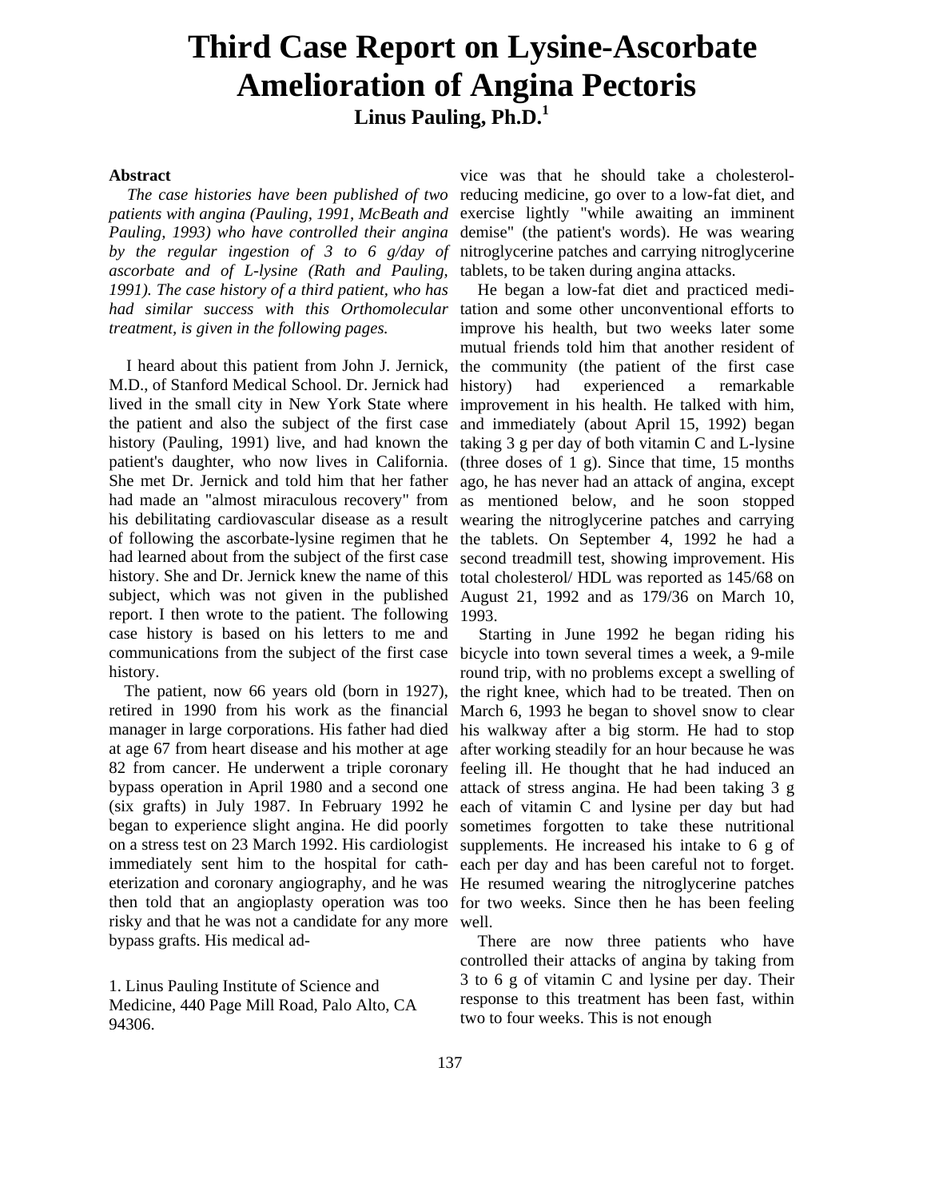# Third Case Report on Lysine-Ascorbate Amelioration of Angina Pectoris

**Linus Pauling, Ph.D.[1]**

**Abstract**

*The case histories have been published of two patients with angina (Pauling, 1991, McBeath and Pauling, 1993) who have controlled their angina by the regular ingestion of 3 to 6 g/day of ascorbate and of L-lysine (Rath and Pauling, 1991). The case history of a third patient, who has had similar success with this Orthomolecular treatment, is given in the following pages.*

I heard about this patient from John J. Jernick, M.D., of Stanford Medical School. Dr. Jernick had lived in the small city in New York State where the patient and also the subject of the first case history (Pauling, 1991) live, and had known the patient's daughter, who now lives in California. She met Dr. Jernick and told him that her father had made an "almost miraculous recovery" from his debilitating cardiovascular disease as a result of following the ascorbate-lysine regimen that he had learned about from the subject of the first case history. She and Dr. Jernick knew the name of this subject, which was not given in the published report. I then wrote to the patient. The following case history is based on his letters to me and communications from the subject of the first case history.

The patient, now 66 years old (born in 1927), retired in 1990 from his work as the financial manager in large corporations. His father had died at age 67 from heart disease and his mother at age 82 from cancer. He underwent a triple coronary bypass operation in April 1980 and a second one (six grafts) in July 1987. In February 1992 he began to experience slight angina. He did poorly on a stress test on 23 March 1992. His cardiologist immediately sent him to the hospital for catheterization and coronary angiography, and he was then told that an angioplasty operation was too risky and that he was not a candidate for any more bypass grafts. His medical advice was that he should take a cholesterol-reducing medicine, go over to a low-fat diet, and exercise lightly "while awaiting an imminent demise" (the patient's words). He was wearing nitroglycerine patches and carrying nitroglycerine tablets, to be taken during angina attacks.

He began a low-fat diet and practiced meditation and some other unconventional efforts to improve his health, but two weeks later some mutual friends told him that another resident of the community (the patient of the first case history) had experienced a remarkable improvement in his health. He talked with him, and immediately (about April 15, 1992) began taking 3 g per day of both vitamin C and L-lysine (three doses of 1 g). Since that time, 15 months ago, he has never had an attack of angina, except as mentioned below, and he soon stopped wearing the nitroglycerine patches and carrying the tablets. On September 4, 1992 he had a second treadmill test, showing improvement. His total cholesterol/ HDL was reported as 145/68 on August 21, 1992 and as 179/36 on March 10, 1993.

Starting in June 1992 he began riding his bicycle into town several times a week, a 9-mile round trip, with no problems except a swelling of the right knee, which had to be treated. Then on March 6, 1993 he began to shovel snow to clear his walkway after a big storm. He had to stop after working steadily for an hour because he was feeling ill. He thought that he had induced an attack of stress angina. He had been taking 3 g each of vitamin C and lysine per day but had sometimes forgotten to take these nutritional supplements. He increased his intake to 6 g of each per day and has been careful not to forget. He resumed wearing the nitroglycerine patches for two weeks. Since then he has been feeling well.

There are now three patients who have controlled their attacks of angina by taking from 3 to 6 g of vitamin C and lysine per day. Their response to this treatment has been fast, within two to four weeks. This is not enough

1. Linus Pauling Institute of Science and Medicine, 440 Page Mill Road, Palo Alto, CA 94306.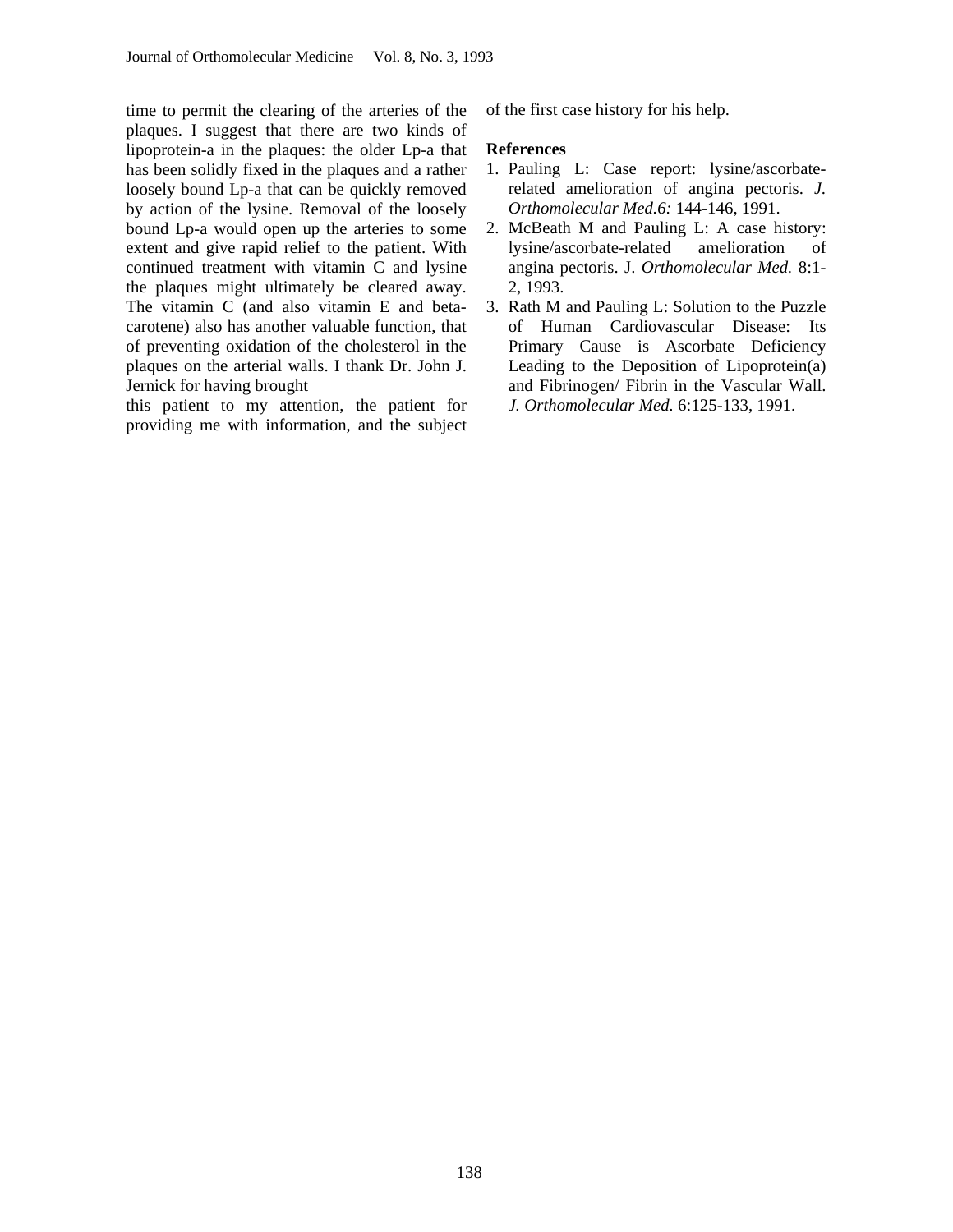time to permit the clearing of the arteries of the plaques. I suggest that there are two kinds of lipoprotein-a in the plaques: the older Lp-a that has been solidly fixed in the plaques and a rather loosely bound Lp-a that can be quickly removed by action of the lysine. Removal of the loosely bound Lp-a would open up the arteries to some extent and give rapid relief to the patient. With continued treatment with vitamin C and lysine the plaques might ultimately be cleared away. The vitamin C (and also vitamin E and beta-carotene) also has another valuable function, that of preventing oxidation of the cholesterol in the plaques on the arterial walls. I thank Dr. John J. Jernick for having brought this patient to my attention, the patient for providing me with information, and the subject of the first case history for his help.

**References**

1. Pauling L: Case report: lysine/ascorbate-related amelioration of angina pectoris. *J. Orthomolecular Med.6:* 144-146, 1991.
2. McBeath M and Pauling L: A case history: lysine/ascorbate-related amelioration of angina pectoris. J. *Orthomolecular Med.* 8:1-2, 1993.
3. Rath M and Pauling L: Solution to the Puzzle of Human Cardiovascular Disease: Its Primary Cause is Ascorbate Deficiency Leading to the Deposition of Lipoprotein(a) and Fibrinogen/ Fibrin in the Vascular Wall. *J. Orthomolecular Med.* 6:125-133, 1991.